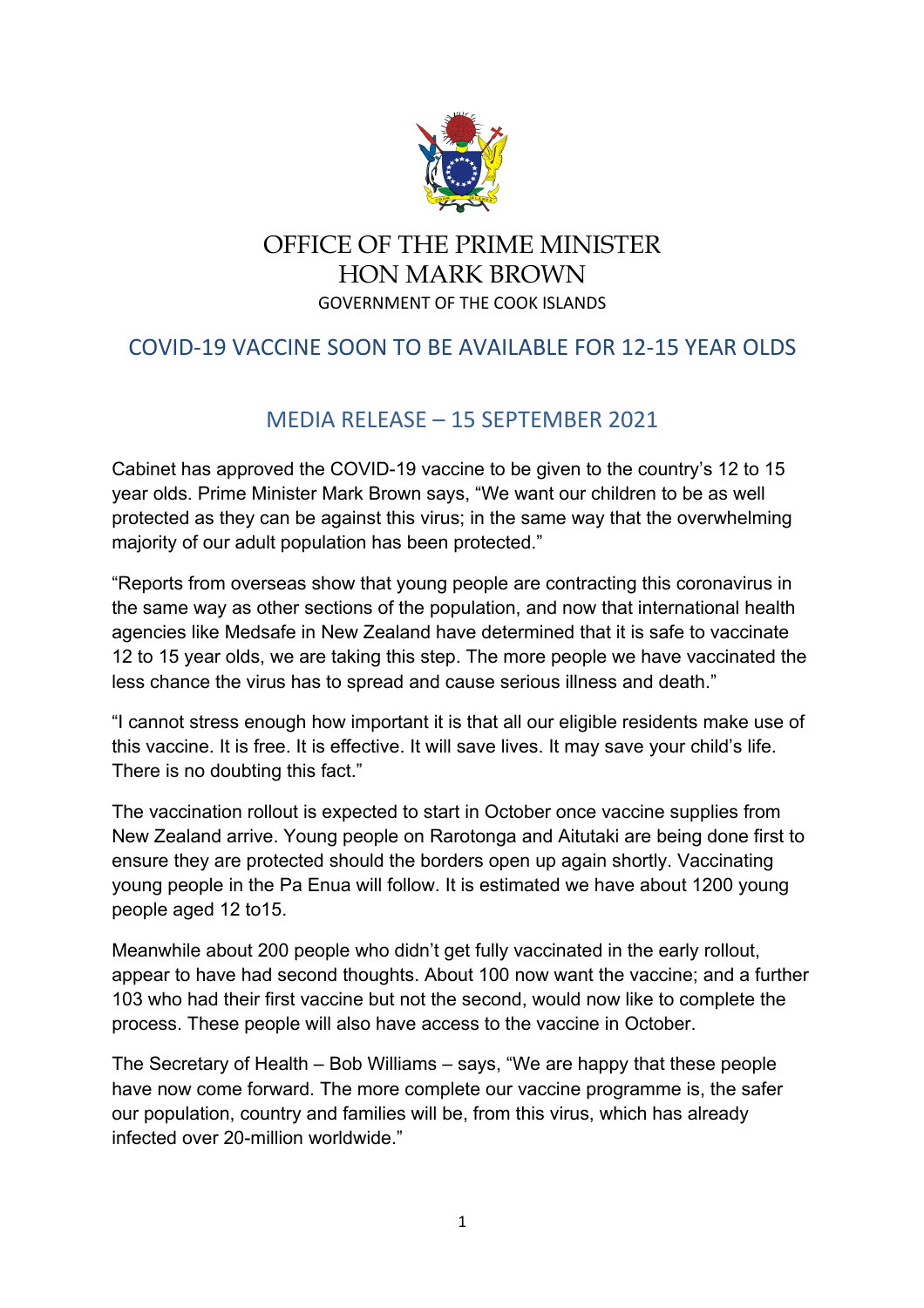# OFFICE OF THE PRIME MINISTER
# HON MARK BROWN

GOVERNMENT OF THE COOK ISLANDS

## COVID-19 VACCINE SOON TO BE AVAILABLE FOR 12-15 YEAR OLDS

## MEDIA RELEASE – 15 SEPTEMBER 2021

Cabinet has approved the COVID-19 vaccine to be given to the country's 12 to 15 year olds. Prime Minister Mark Brown says, "We want our children to be as well protected as they can be against this virus; in the same way that the overwhelming majority of our adult population has been protected."

"Reports from overseas show that young people are contracting this coronavirus in the same way as other sections of the population, and now that international health agencies like Medsafe in New Zealand have determined that it is safe to vaccinate 12 to 15 year olds, we are taking this step. The more people we have vaccinated the less chance the virus has to spread and cause serious illness and death."

"I cannot stress enough how important it is that all our eligible residents make use of this vaccine. It is free. It is effective. It will save lives. It may save your child's life. There is no doubting this fact."

The vaccination rollout is expected to start in October once vaccine supplies from New Zealand arrive. Young people on Rarotonga and Aitutaki are being done first to ensure they are protected should the borders open up again shortly. Vaccinating young people in the Pa Enua will follow. It is estimated we have about 1200 young people aged 12 to15.

Meanwhile about 200 people who didn't get fully vaccinated in the early rollout, appear to have had second thoughts. About 100 now want the vaccine; and a further 103 who had their first vaccine but not the second, would now like to complete the process. These people will also have access to the vaccine in October.

The Secretary of Health – Bob Williams – says, "We are happy that these people have now come forward. The more complete our vaccine programme is, the safer our population, country and families will be, from this virus, which has already infected over 20-million worldwide."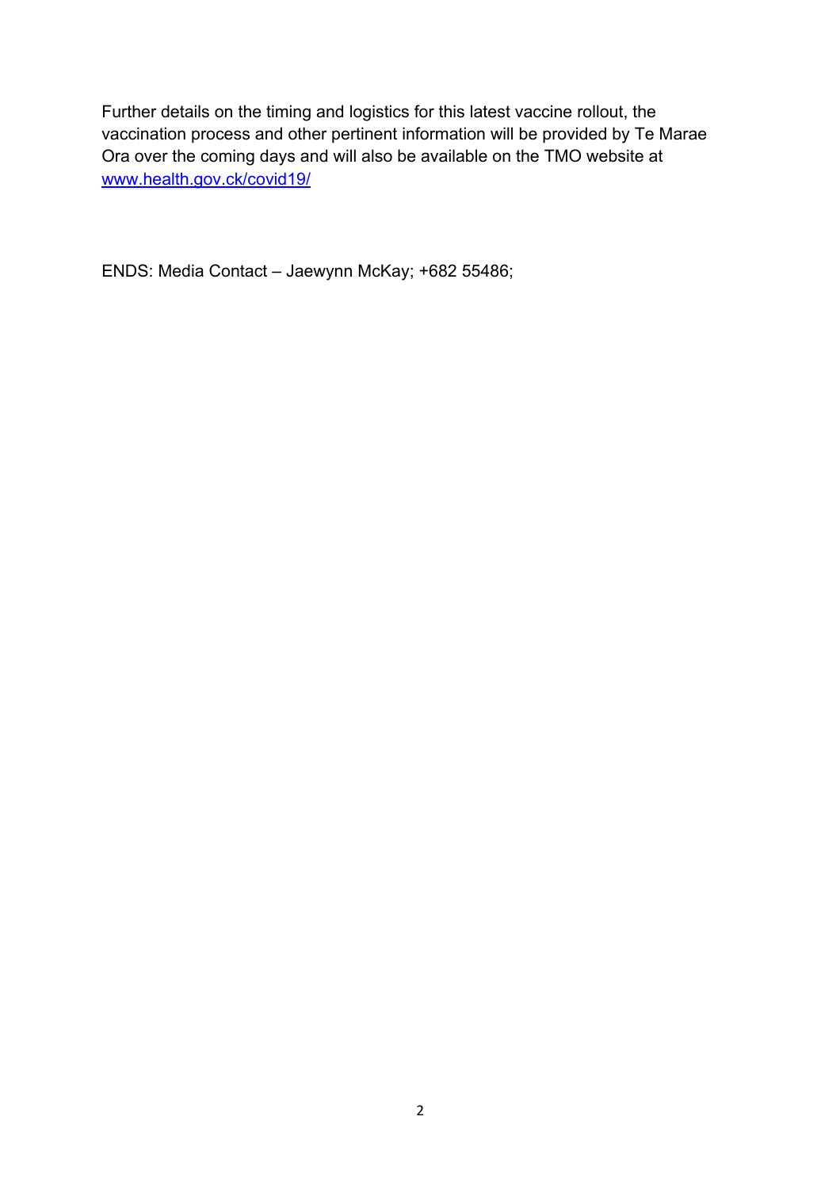Further details on the timing and logistics for this latest vaccine rollout, the vaccination process and other pertinent information will be provided by Te Marae Ora over the coming days and will also be available on the TMO website at [www.health.gov.ck/covid19/](www.health.gov.ck/covid19/)

ENDS: Media Contact – Jaewynn McKay; +682 55486;